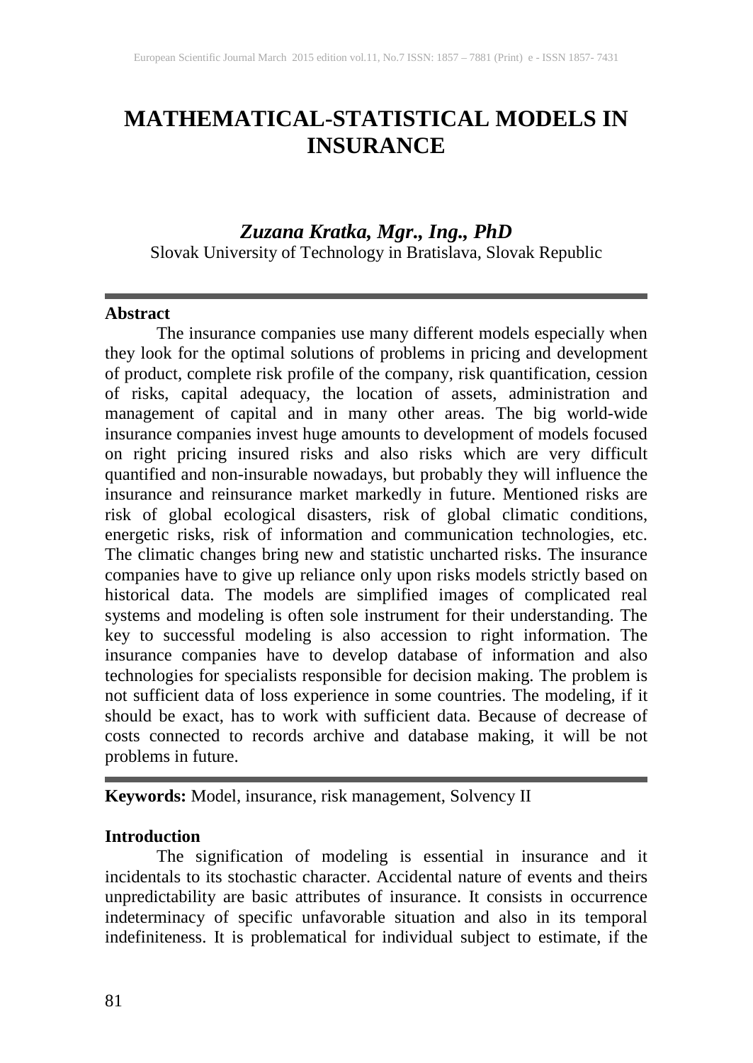# MATHEMATICAL-STATISTICAL MODELS IN INSURANCE

***Zuzana Kratka, Mgr., Ing., PhD***

Slovak University of Technology in Bratislava, Slovak Republic

---

**Abstract**

The insurance companies use many different models especially when they look for the optimal solutions of problems in pricing and development of product, complete risk profile of the company, risk quantification, cession of risks, capital adequacy, the location of assets, administration and management of capital and in many other areas. The big world-wide insurance companies invest huge amounts to development of models focused on right pricing insured risks and also risks which are very difficult quantified and non-insurable nowadays, but probably they will influence the insurance and reinsurance market markedly in future. Mentioned risks are risk of global ecological disasters, risk of global climatic conditions, energetic risks, risk of information and communication technologies, etc. The climatic changes bring new and statistic uncharted risks. The insurance companies have to give up reliance only upon risks models strictly based on historical data. The models are simplified images of complicated real systems and modeling is often sole instrument for their understanding. The key to successful modeling is also accession to right information. The insurance companies have to develop database of information and also technologies for specialists responsible for decision making. The problem is not sufficient data of loss experience in some countries. The modeling, if it should be exact, has to work with sufficient data. Because of decrease of costs connected to records archive and database making, it will be not problems in future.

---

**Keywords:** Model, insurance, risk management, Solvency II

**Introduction**

The signification of modeling is essential in insurance and it incidentals to its stochastic character. Accidental nature of events and theirs unpredictability are basic attributes of insurance. It consists in occurrence indeterminacy of specific unfavorable situation and also in its temporal indefiniteness. It is problematical for individual subject to estimate, if the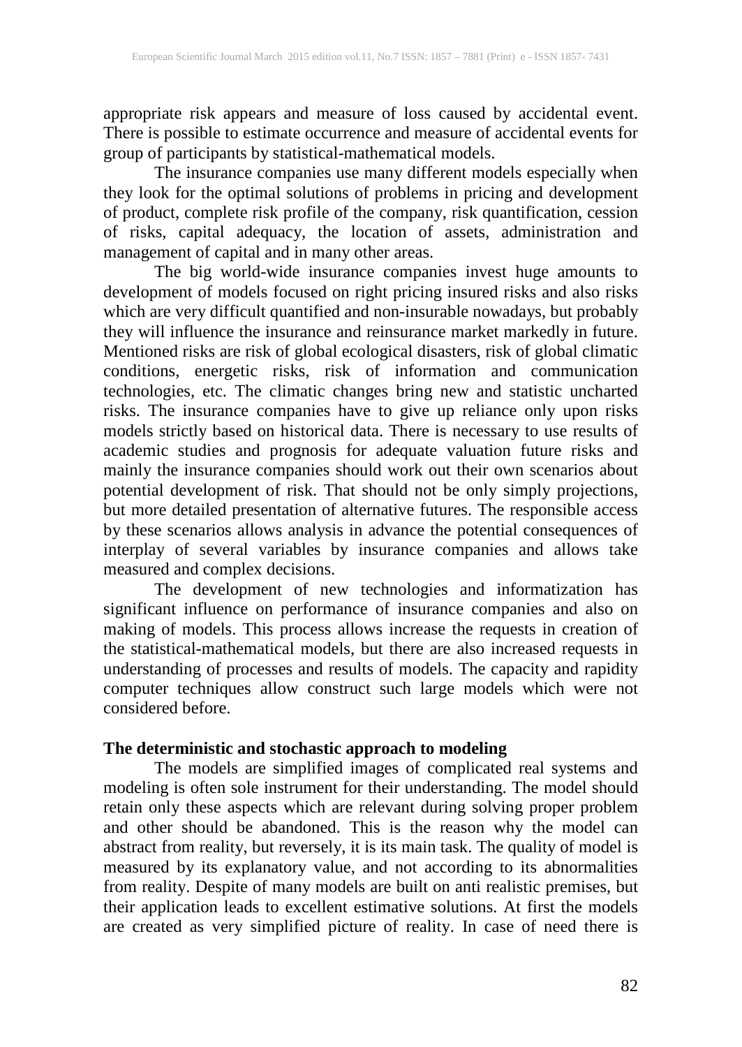appropriate risk appears and measure of loss caused by accidental event. There is possible to estimate occurrence and measure of accidental events for group of participants by statistical-mathematical models.

The insurance companies use many different models especially when they look for the optimal solutions of problems in pricing and development of product, complete risk profile of the company, risk quantification, cession of risks, capital adequacy, the location of assets, administration and management of capital and in many other areas.

The big world-wide insurance companies invest huge amounts to development of models focused on right pricing insured risks and also risks which are very difficult quantified and non-insurable nowadays, but probably they will influence the insurance and reinsurance market markedly in future. Mentioned risks are risk of global ecological disasters, risk of global climatic conditions, energetic risks, risk of information and communication technologies, etc. The climatic changes bring new and statistic uncharted risks. The insurance companies have to give up reliance only upon risks models strictly based on historical data. There is necessary to use results of academic studies and prognosis for adequate valuation future risks and mainly the insurance companies should work out their own scenarios about potential development of risk. That should not be only simply projections, but more detailed presentation of alternative futures. The responsible access by these scenarios allows analysis in advance the potential consequences of interplay of several variables by insurance companies and allows take measured and complex decisions.

The development of new technologies and informatization has significant influence on performance of insurance companies and also on making of models. This process allows increase the requests in creation of the statistical-mathematical models, but there are also increased requests in understanding of processes and results of models. The capacity and rapidity computer techniques allow construct such large models which were not considered before.

## The deterministic and stochastic approach to modeling

The models are simplified images of complicated real systems and modeling is often sole instrument for their understanding. The model should retain only these aspects which are relevant during solving proper problem and other should be abandoned. This is the reason why the model can abstract from reality, but reversely, it is its main task. The quality of model is measured by its explanatory value, and not according to its abnormalities from reality. Despite of many models are built on anti realistic premises, but their application leads to excellent estimative solutions. At first the models are created as very simplified picture of reality. In case of need there is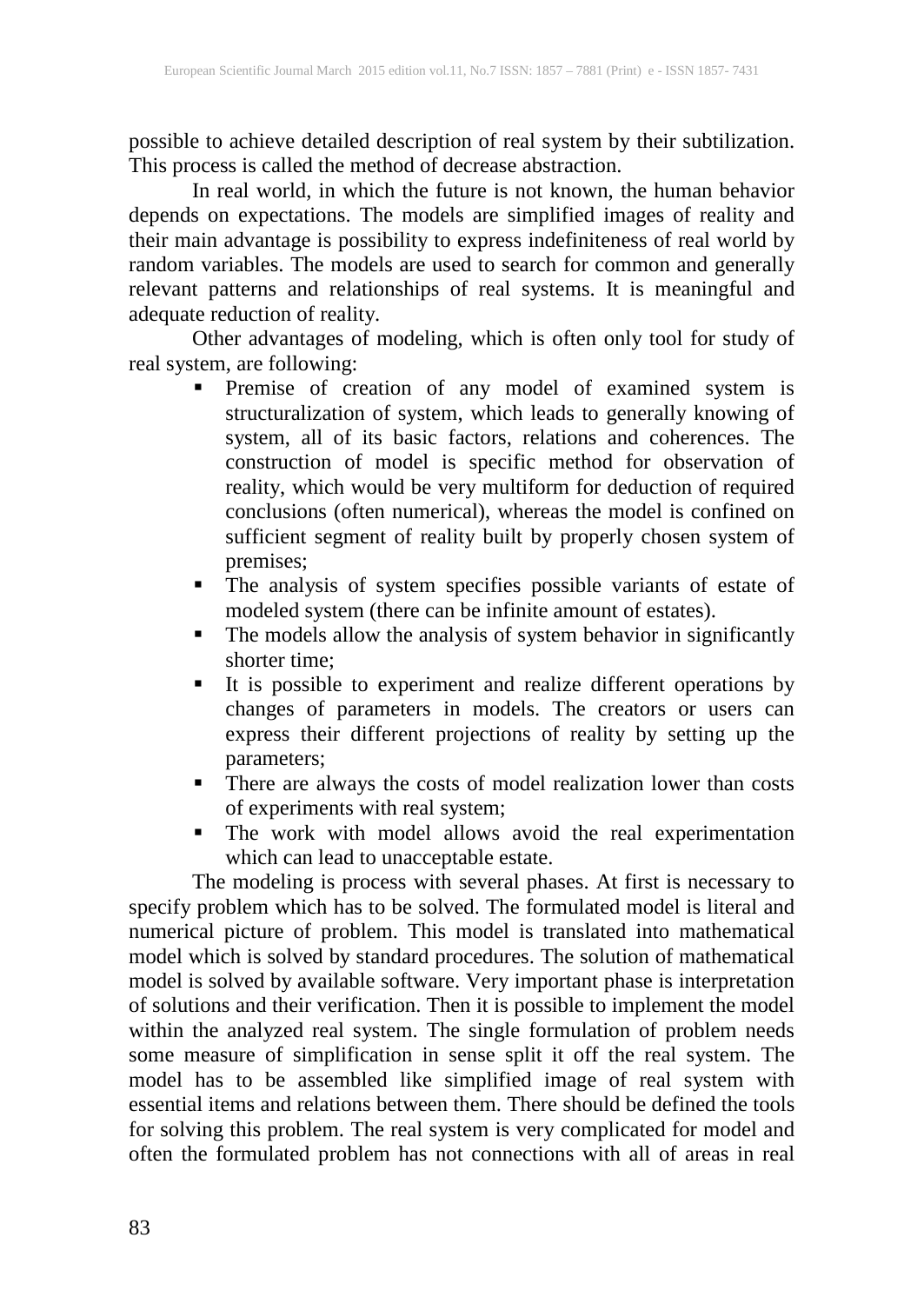possible to achieve detailed description of real system by their subtilization. This process is called the method of decrease abstraction.

In real world, in which the future is not known, the human behavior depends on expectations. The models are simplified images of reality and their main advantage is possibility to express indefiniteness of real world by random variables. The models are used to search for common and generally relevant patterns and relationships of real systems. It is meaningful and adequate reduction of reality.

Other advantages of modeling, which is often only tool for study of real system, are following:

- Premise of creation of any model of examined system is structuralization of system, which leads to generally knowing of system, all of its basic factors, relations and coherences. The construction of model is specific method for observation of reality, which would be very multiform for deduction of required conclusions (often numerical), whereas the model is confined on sufficient segment of reality built by properly chosen system of premises;
- The analysis of system specifies possible variants of estate of modeled system (there can be infinite amount of estates).
- The models allow the analysis of system behavior in significantly shorter time;
- It is possible to experiment and realize different operations by changes of parameters in models. The creators or users can express their different projections of reality by setting up the parameters;
- There are always the costs of model realization lower than costs of experiments with real system;
- The work with model allows avoid the real experimentation which can lead to unacceptable estate.

The modeling is process with several phases. At first is necessary to specify problem which has to be solved. The formulated model is literal and numerical picture of problem. This model is translated into mathematical model which is solved by standard procedures. The solution of mathematical model is solved by available software. Very important phase is interpretation of solutions and their verification. Then it is possible to implement the model within the analyzed real system. The single formulation of problem needs some measure of simplification in sense split it off the real system. The model has to be assembled like simplified image of real system with essential items and relations between them. There should be defined the tools for solving this problem. The real system is very complicated for model and often the formulated problem has not connections with all of areas in real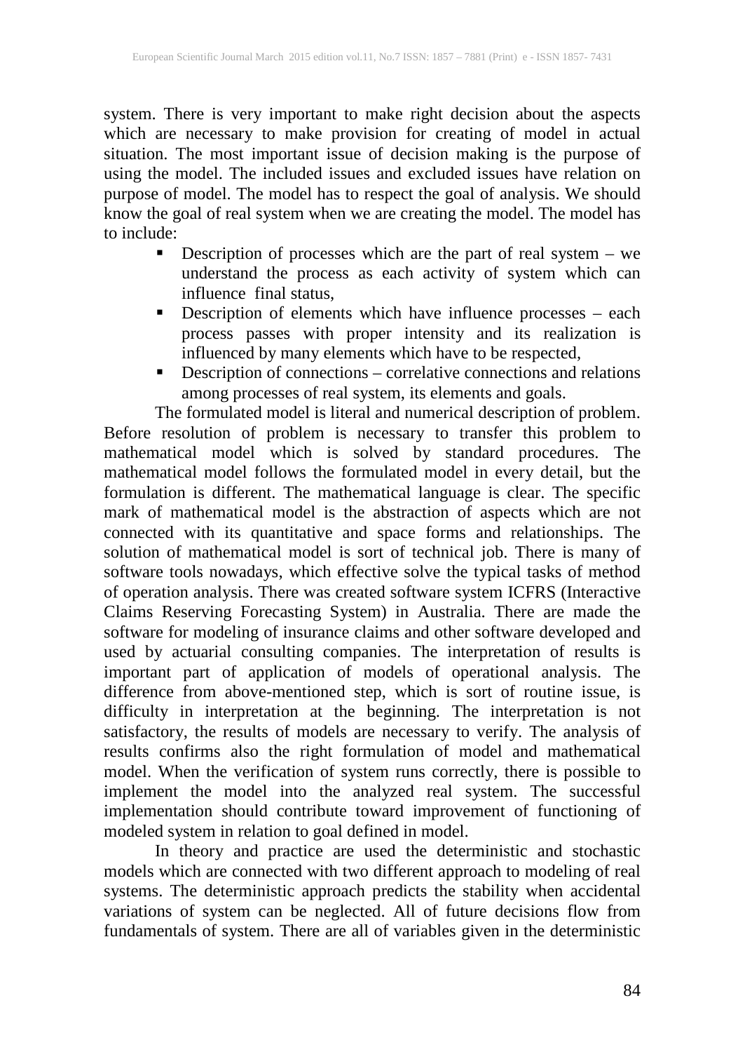system. There is very important to make right decision about the aspects which are necessary to make provision for creating of model in actual situation. The most important issue of decision making is the purpose of using the model. The included issues and excluded issues have relation on purpose of model. The model has to respect the goal of analysis. We should know the goal of real system when we are creating the model. The model has to include:

- Description of processes which are the part of real system – we understand the process as each activity of system which can influence final status,
- Description of elements which have influence processes – each process passes with proper intensity and its realization is influenced by many elements which have to be respected,
- Description of connections – correlative connections and relations among processes of real system, its elements and goals.

The formulated model is literal and numerical description of problem. Before resolution of problem is necessary to transfer this problem to mathematical model which is solved by standard procedures. The mathematical model follows the formulated model in every detail, but the formulation is different. The mathematical language is clear. The specific mark of mathematical model is the abstraction of aspects which are not connected with its quantitative and space forms and relationships. The solution of mathematical model is sort of technical job. There is many of software tools nowadays, which effective solve the typical tasks of method of operation analysis. There was created software system ICFRS (Interactive Claims Reserving Forecasting System) in Australia. There are made the software for modeling of insurance claims and other software developed and used by actuarial consulting companies. The interpretation of results is important part of application of models of operational analysis. The difference from above-mentioned step, which is sort of routine issue, is difficulty in interpretation at the beginning. The interpretation is not satisfactory, the results of models are necessary to verify. The analysis of results confirms also the right formulation of model and mathematical model. When the verification of system runs correctly, there is possible to implement the model into the analyzed real system. The successful implementation should contribute toward improvement of functioning of modeled system in relation to goal defined in model.

In theory and practice are used the deterministic and stochastic models which are connected with two different approach to modeling of real systems. The deterministic approach predicts the stability when accidental variations of system can be neglected. All of future decisions flow from fundamentals of system. There are all of variables given in the deterministic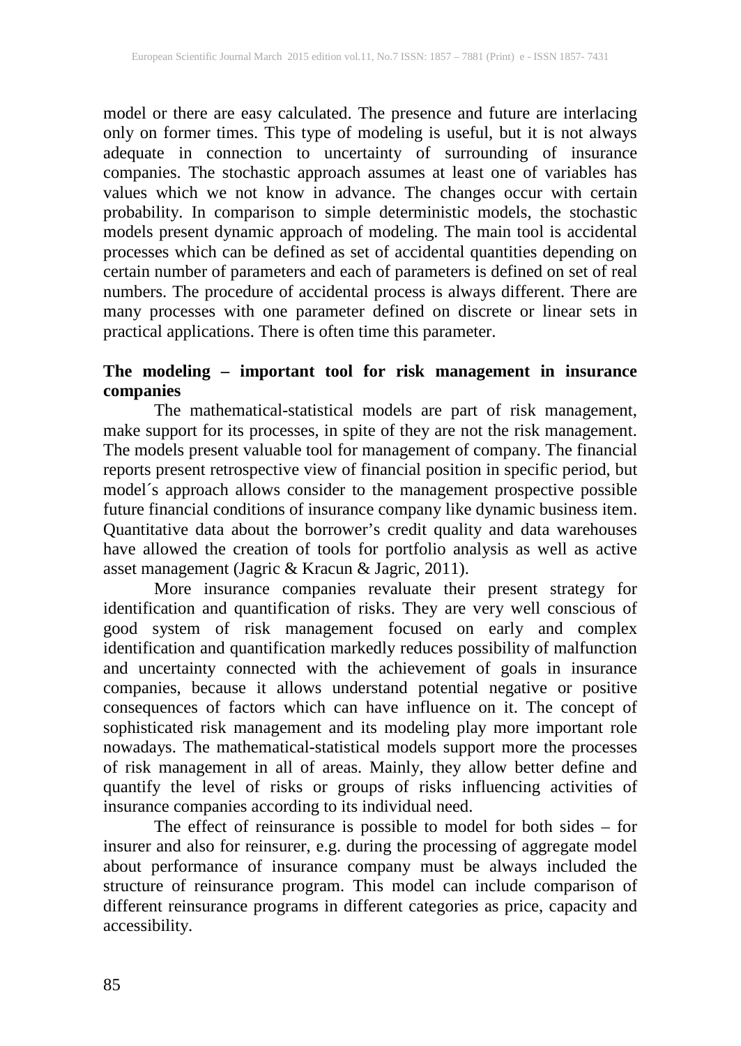model or there are easy calculated. The presence and future are interlacing only on former times. This type of modeling is useful, but it is not always adequate in connection to uncertainty of surrounding of insurance companies. The stochastic approach assumes at least one of variables has values which we not know in advance. The changes occur with certain probability. In comparison to simple deterministic models, the stochastic models present dynamic approach of modeling. The main tool is accidental processes which can be defined as set of accidental quantities depending on certain number of parameters and each of parameters is defined on set of real numbers. The procedure of accidental process is always different. There are many processes with one parameter defined on discrete or linear sets in practical applications. There is often time this parameter.

**The modeling – important tool for risk management in insurance companies**

The mathematical-statistical models are part of risk management, make support for its processes, in spite of they are not the risk management. The models present valuable tool for management of company. The financial reports present retrospective view of financial position in specific period, but model´s approach allows consider to the management prospective possible future financial conditions of insurance company like dynamic business item. Quantitative data about the borrower's credit quality and data warehouses have allowed the creation of tools for portfolio analysis as well as active asset management (Jagric & Kracun & Jagric, 2011).

More insurance companies revaluate their present strategy for identification and quantification of risks. They are very well conscious of good system of risk management focused on early and complex identification and quantification markedly reduces possibility of malfunction and uncertainty connected with the achievement of goals in insurance companies, because it allows understand potential negative or positive consequences of factors which can have influence on it. The concept of sophisticated risk management and its modeling play more important role nowadays. The mathematical-statistical models support more the processes of risk management in all of areas. Mainly, they allow better define and quantify the level of risks or groups of risks influencing activities of insurance companies according to its individual need.

The effect of reinsurance is possible to model for both sides – for insurer and also for reinsurer, e.g. during the processing of aggregate model about performance of insurance company must be always included the structure of reinsurance program. This model can include comparison of different reinsurance programs in different categories as price, capacity and accessibility.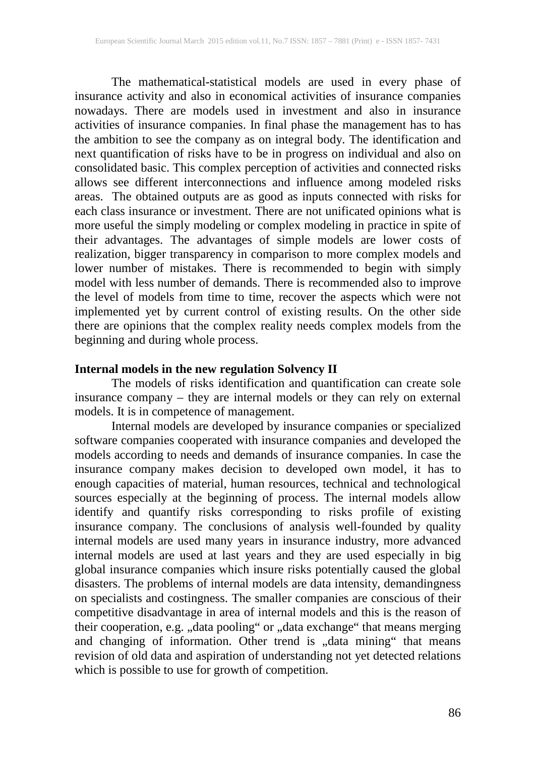The mathematical-statistical models are used in every phase of insurance activity and also in economical activities of insurance companies nowadays. There are models used in investment and also in insurance activities of insurance companies. In final phase the management has to has the ambition to see the company as on integral body. The identification and next quantification of risks have to be in progress on individual and also on consolidated basic. This complex perception of activities and connected risks allows see different interconnections and influence among modeled risks areas. The obtained outputs are as good as inputs connected with risks for each class insurance or investment. There are not unificated opinions what is more useful the simply modeling or complex modeling in practice in spite of their advantages. The advantages of simple models are lower costs of realization, bigger transparency in comparison to more complex models and lower number of mistakes. There is recommended to begin with simply model with less number of demands. There is recommended also to improve the level of models from time to time, recover the aspects which were not implemented yet by current control of existing results. On the other side there are opinions that the complex reality needs complex models from the beginning and during whole process.

**Internal models in the new regulation Solvency II**

The models of risks identification and quantification can create sole insurance company – they are internal models or they can rely on external models. It is in competence of management.

Internal models are developed by insurance companies or specialized software companies cooperated with insurance companies and developed the models according to needs and demands of insurance companies. In case the insurance company makes decision to developed own model, it has to enough capacities of material, human resources, technical and technological sources especially at the beginning of process. The internal models allow identify and quantify risks corresponding to risks profile of existing insurance company. The conclusions of analysis well-founded by quality internal models are used many years in insurance industry, more advanced internal models are used at last years and they are used especially in big global insurance companies which insure risks potentially caused the global disasters. The problems of internal models are data intensity, demandingness on specialists and costingness. The smaller companies are conscious of their competitive disadvantage in area of internal models and this is the reason of their cooperation, e.g. „data pooling“ or „data exchange“ that means merging and changing of information. Other trend is „data mining“ that means revision of old data and aspiration of understanding not yet detected relations which is possible to use for growth of competition.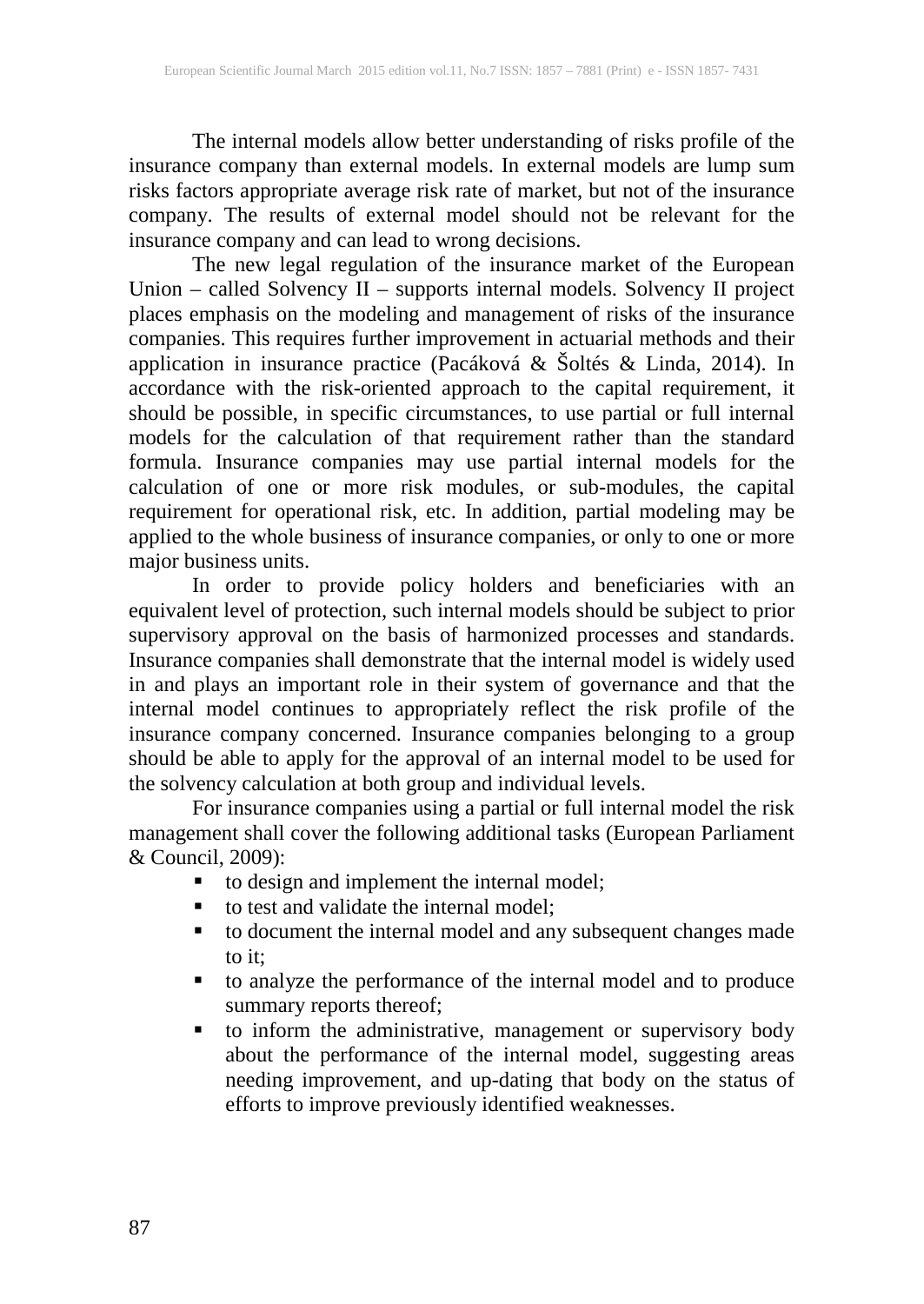The internal models allow better understanding of risks profile of the insurance company than external models. In external models are lump sum risks factors appropriate average risk rate of market, but not of the insurance company. The results of external model should not be relevant for the insurance company and can lead to wrong decisions.

The new legal regulation of the insurance market of the European Union – called Solvency II – supports internal models. Solvency II project places emphasis on the modeling and management of risks of the insurance companies. This requires further improvement in actuarial methods and their application in insurance practice (Pacáková & Šoltés & Linda, 2014). In accordance with the risk-oriented approach to the capital requirement, it should be possible, in specific circumstances, to use partial or full internal models for the calculation of that requirement rather than the standard formula. Insurance companies may use partial internal models for the calculation of one or more risk modules, or sub-modules, the capital requirement for operational risk, etc. In addition, partial modeling may be applied to the whole business of insurance companies, or only to one or more major business units.

In order to provide policy holders and beneficiaries with an equivalent level of protection, such internal models should be subject to prior supervisory approval on the basis of harmonized processes and standards. Insurance companies shall demonstrate that the internal model is widely used in and plays an important role in their system of governance and that the internal model continues to appropriately reflect the risk profile of the insurance company concerned. Insurance companies belonging to a group should be able to apply for the approval of an internal model to be used for the solvency calculation at both group and individual levels.

For insurance companies using a partial or full internal model the risk management shall cover the following additional tasks (European Parliament & Council, 2009):

- to design and implement the internal model;
- to test and validate the internal model;
- to document the internal model and any subsequent changes made to it;
- to analyze the performance of the internal model and to produce summary reports thereof;
- to inform the administrative, management or supervisory body about the performance of the internal model, suggesting areas needing improvement, and up-dating that body on the status of efforts to improve previously identified weaknesses.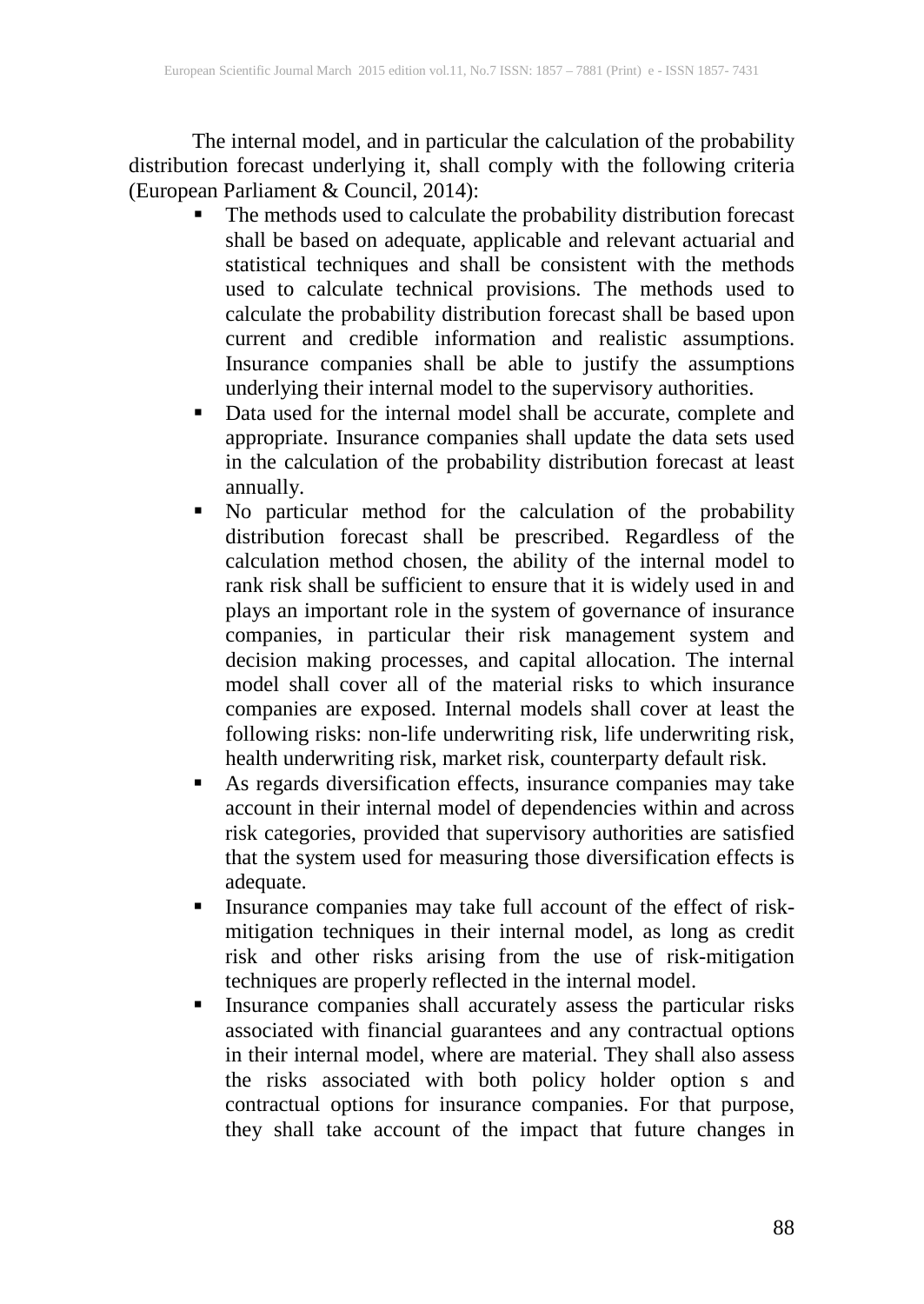The internal model, and in particular the calculation of the probability distribution forecast underlying it, shall comply with the following criteria (European Parliament & Council, 2014):

- The methods used to calculate the probability distribution forecast shall be based on adequate, applicable and relevant actuarial and statistical techniques and shall be consistent with the methods used to calculate technical provisions. The methods used to calculate the probability distribution forecast shall be based upon current and credible information and realistic assumptions. Insurance companies shall be able to justify the assumptions underlying their internal model to the supervisory authorities.
- Data used for the internal model shall be accurate, complete and appropriate. Insurance companies shall update the data sets used in the calculation of the probability distribution forecast at least annually.
- No particular method for the calculation of the probability distribution forecast shall be prescribed. Regardless of the calculation method chosen, the ability of the internal model to rank risk shall be sufficient to ensure that it is widely used in and plays an important role in the system of governance of insurance companies, in particular their risk management system and decision making processes, and capital allocation. The internal model shall cover all of the material risks to which insurance companies are exposed. Internal models shall cover at least the following risks: non-life underwriting risk, life underwriting risk, health underwriting risk, market risk, counterparty default risk.
- As regards diversification effects, insurance companies may take account in their internal model of dependencies within and across risk categories, provided that supervisory authorities are satisfied that the system used for measuring those diversification effects is adequate.
- Insurance companies may take full account of the effect of risk-mitigation techniques in their internal model, as long as credit risk and other risks arising from the use of risk-mitigation techniques are properly reflected in the internal model.
- Insurance companies shall accurately assess the particular risks associated with financial guarantees and any contractual options in their internal model, where are material. They shall also assess the risks associated with both policy holder option s and contractual options for insurance companies. For that purpose, they shall take account of the impact that future changes in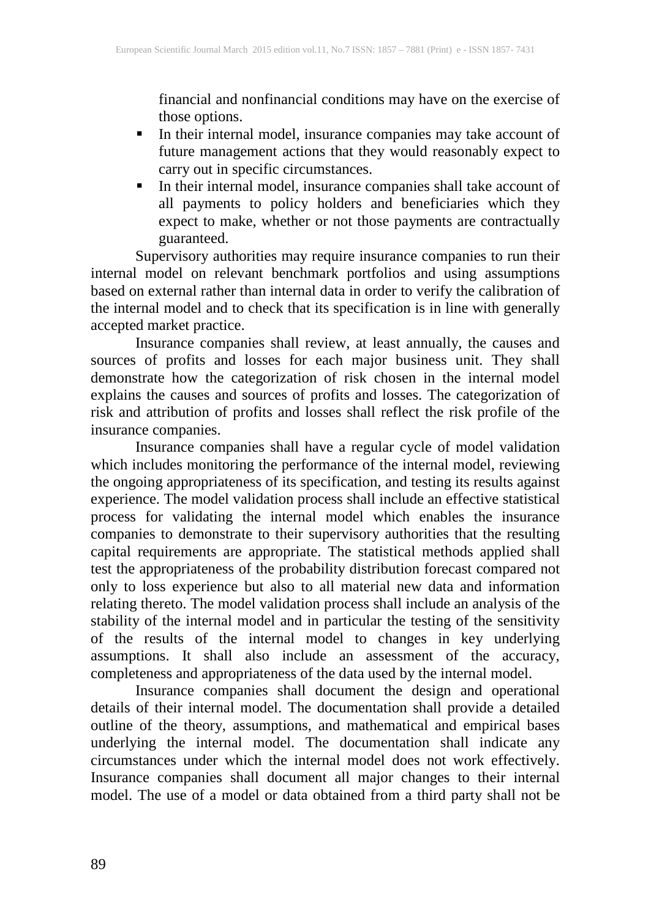financial and nonfinancial conditions may have on the exercise of those options.

- In their internal model, insurance companies may take account of future management actions that they would reasonably expect to carry out in specific circumstances.
- In their internal model, insurance companies shall take account of all payments to policy holders and beneficiaries which they expect to make, whether or not those payments are contractually guaranteed.

Supervisory authorities may require insurance companies to run their internal model on relevant benchmark portfolios and using assumptions based on external rather than internal data in order to verify the calibration of the internal model and to check that its specification is in line with generally accepted market practice.

Insurance companies shall review, at least annually, the causes and sources of profits and losses for each major business unit. They shall demonstrate how the categorization of risk chosen in the internal model explains the causes and sources of profits and losses. The categorization of risk and attribution of profits and losses shall reflect the risk profile of the insurance companies.

Insurance companies shall have a regular cycle of model validation which includes monitoring the performance of the internal model, reviewing the ongoing appropriateness of its specification, and testing its results against experience. The model validation process shall include an effective statistical process for validating the internal model which enables the insurance companies to demonstrate to their supervisory authorities that the resulting capital requirements are appropriate. The statistical methods applied shall test the appropriateness of the probability distribution forecast compared not only to loss experience but also to all material new data and information relating thereto. The model validation process shall include an analysis of the stability of the internal model and in particular the testing of the sensitivity of the results of the internal model to changes in key underlying assumptions. It shall also include an assessment of the accuracy, completeness and appropriateness of the data used by the internal model.

Insurance companies shall document the design and operational details of their internal model. The documentation shall provide a detailed outline of the theory, assumptions, and mathematical and empirical bases underlying the internal model. The documentation shall indicate any circumstances under which the internal model does not work effectively. Insurance companies shall document all major changes to their internal model. The use of a model or data obtained from a third party shall not be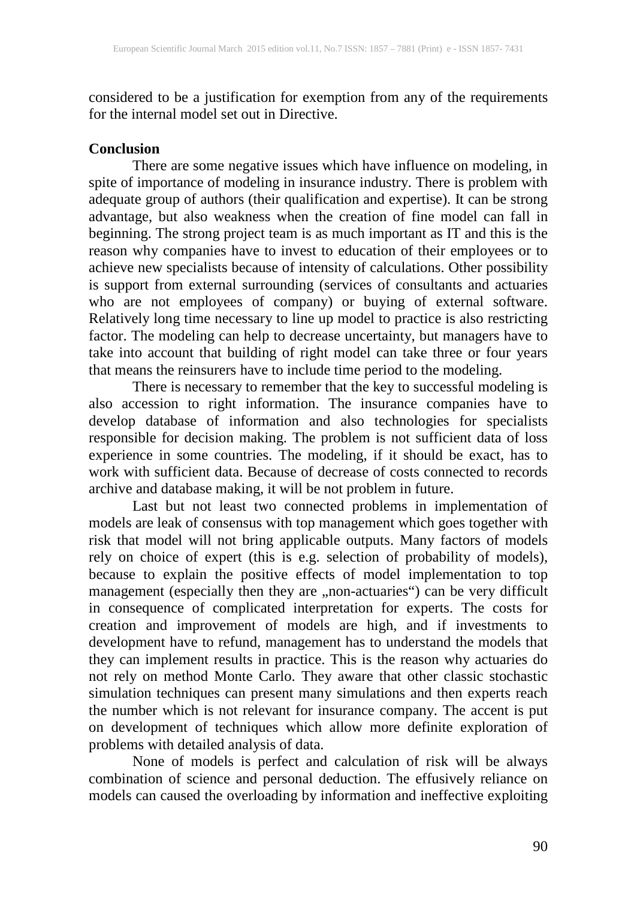considered to be a justification for exemption from any of the requirements for the internal model set out in Directive.

## Conclusion

There are some negative issues which have influence on modeling, in spite of importance of modeling in insurance industry. There is problem with adequate group of authors (their qualification and expertise). It can be strong advantage, but also weakness when the creation of fine model can fall in beginning. The strong project team is as much important as IT and this is the reason why companies have to invest to education of their employees or to achieve new specialists because of intensity of calculations. Other possibility is support from external surrounding (services of consultants and actuaries who are not employees of company) or buying of external software. Relatively long time necessary to line up model to practice is also restricting factor. The modeling can help to decrease uncertainty, but managers have to take into account that building of right model can take three or four years that means the reinsurers have to include time period to the modeling.

There is necessary to remember that the key to successful modeling is also accession to right information. The insurance companies have to develop database of information and also technologies for specialists responsible for decision making. The problem is not sufficient data of loss experience in some countries. The modeling, if it should be exact, has to work with sufficient data. Because of decrease of costs connected to records archive and database making, it will be not problem in future.

Last but not least two connected problems in implementation of models are leak of consensus with top management which goes together with risk that model will not bring applicable outputs. Many factors of models rely on choice of expert (this is e.g. selection of probability of models), because to explain the positive effects of model implementation to top management (especially then they are „non-actuaries") can be very difficult in consequence of complicated interpretation for experts. The costs for creation and improvement of models are high, and if investments to development have to refund, management has to understand the models that they can implement results in practice. This is the reason why actuaries do not rely on method Monte Carlo. They aware that other classic stochastic simulation techniques can present many simulations and then experts reach the number which is not relevant for insurance company. The accent is put on development of techniques which allow more definite exploration of problems with detailed analysis of data.

None of models is perfect and calculation of risk will be always combination of science and personal deduction. The effusively reliance on models can caused the overloading by information and ineffective exploiting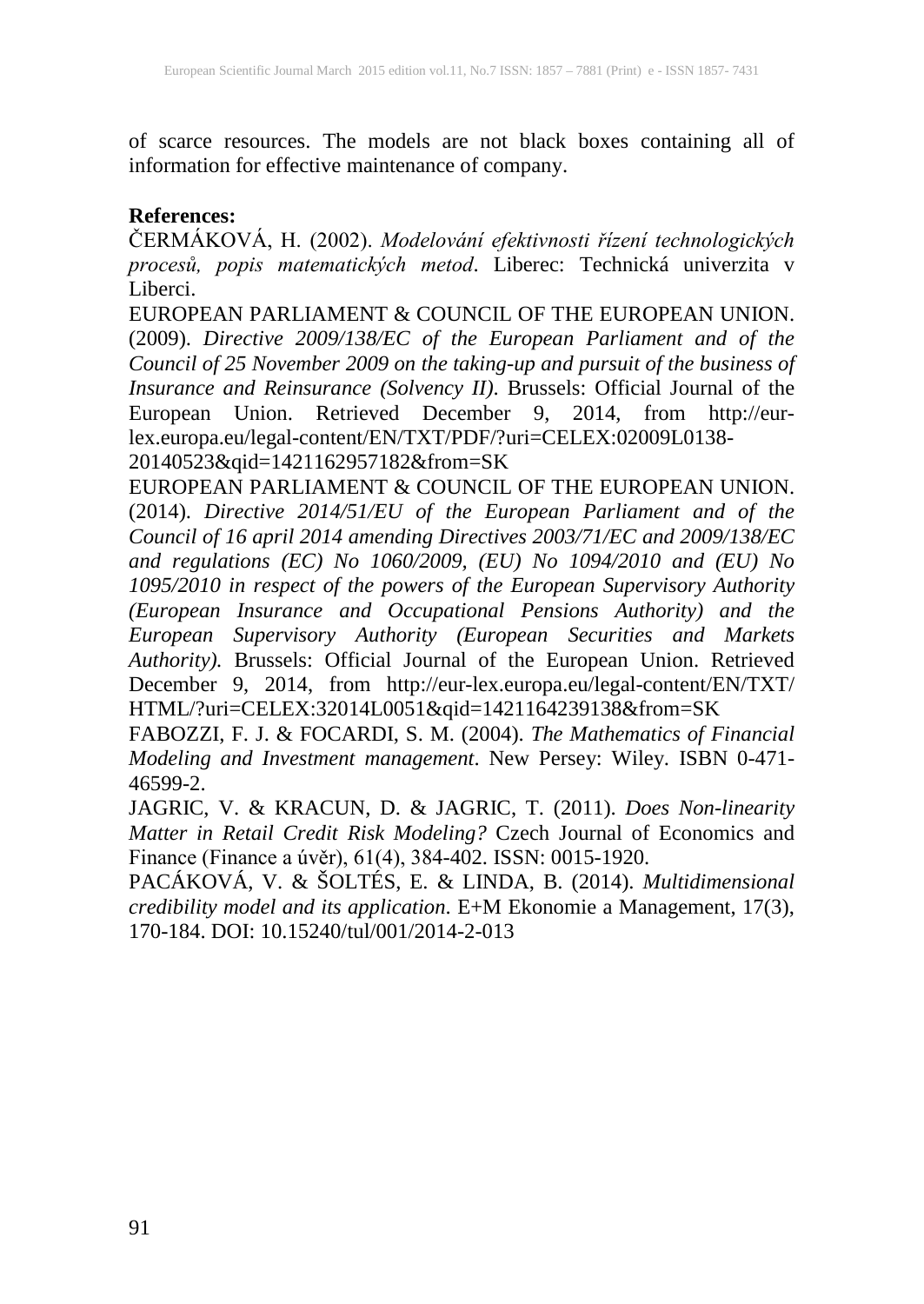of scarce resources. The models are not black boxes containing all of information for effective maintenance of company.

**References:**

ČERMÁKOVÁ, H. (2002). *Modelování efektivnosti řízení technologických procesů, popis matematických metod*. Liberec: Technická univerzita v Liberci.

EUROPEAN PARLIAMENT & COUNCIL OF THE EUROPEAN UNION. (2009). *Directive 2009/138/EC of the European Parliament and of the Council of 25 November 2009 on the taking-up and pursuit of the business of Insurance and Reinsurance (Solvency II)*. Brussels: Official Journal of the European Union. Retrieved December 9, 2014, from http://eur-lex.europa.eu/legal-content/EN/TXT/PDF/?uri=CELEX:02009L0138-20140523&qid=1421162957182&from=SK

EUROPEAN PARLIAMENT & COUNCIL OF THE EUROPEAN UNION. (2014). *Directive 2014/51/EU of the European Parliament and of the Council of 16 april 2014 amending Directives 2003/71/EC and 2009/138/EC and regulations (EC) No 1060/2009, (EU) No 1094/2010 and (EU) No 1095/2010 in respect of the powers of the European Supervisory Authority (European Insurance and Occupational Pensions Authority) and the European Supervisory Authority (European Securities and Markets Authority).* Brussels: Official Journal of the European Union. Retrieved December 9, 2014, from http://eur-lex.europa.eu/legal-content/EN/TXT/HTML/?uri=CELEX:32014L0051&qid=1421164239138&from=SK

FABOZZI, F. J. & FOCARDI, S. M. (2004). *The Mathematics of Financial Modeling and Investment management*. New Persey: Wiley. ISBN 0-471-46599-2.

JAGRIC, V. & KRACUN, D. & JAGRIC, T. (2011). *Does Non-linearity Matter in Retail Credit Risk Modeling?* Czech Journal of Economics and Finance (Finance a úvěr), 61(4), 384-402. ISSN: 0015-1920.

PACÁKOVÁ, V. & ŠOLTÉS, E. & LINDA, B. (2014). *Multidimensional credibility model and its application*. E+M Ekonomie a Management, 17(3), 170-184. DOI: 10.15240/tul/001/2014-2-013